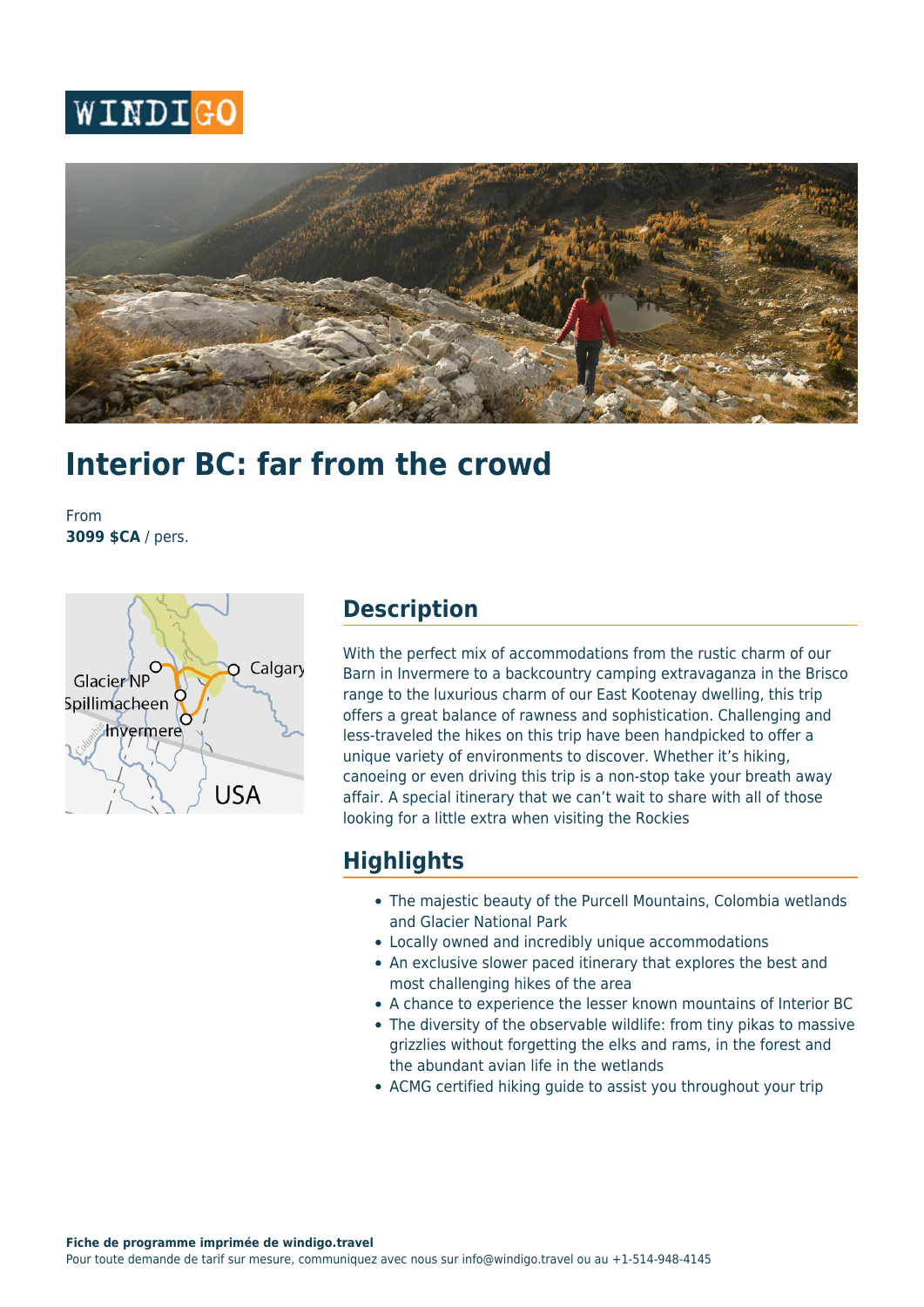# Interior BC: far from the crowd

From
**3099 $CA** / pers.

## Description

With the perfect mix of accommodations from the rustic charm of our Barn in Invermere to a backcountry camping extravaganza in the Brisco range to the luxurious charm of our East Kootenay dwelling, this trip offers a great balance of rawness and sophistication. Challenging and less-traveled the hikes on this trip have been handpicked to offer a unique variety of environments to discover. Whether it's hiking, canoeing or even driving this trip is a non-stop take your breath away affair. A special itinerary that we can't wait to share with all of those looking for a little extra when visiting the Rockies

## Highlights

- The majestic beauty of the Purcell Mountains, Colombia wetlands and Glacier National Park
- Locally owned and incredibly unique accommodations
- An exclusive slower paced itinerary that explores the best and most challenging hikes of the area
- A chance to experience the lesser known mountains of Interior BC
- The diversity of the observable wildlife: from tiny pikas to massive grizzlies without forgetting the elks and rams, in the forest and the abundant avian life in the wetlands
- ACMG certified hiking guide to assist you throughout your trip

**Fiche de programme imprimée de windigo.travel**
Pour toute demande de tarif sur mesure, communiquez avec nous sur info@windigo.travel ou au +1-514-948-4145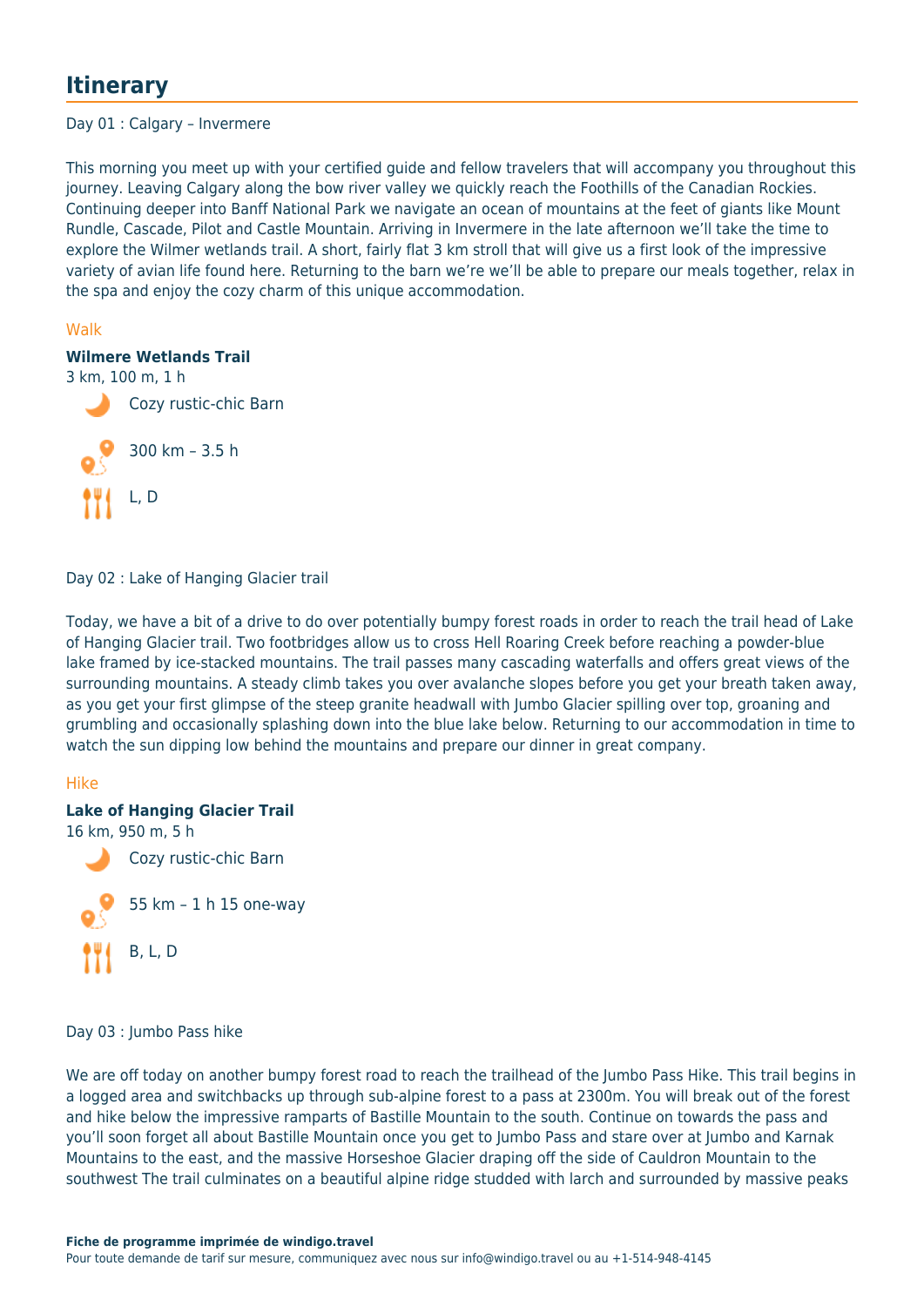# Itinerary

Day 01 : Calgary – Invermere

This morning you meet up with your certified guide and fellow travelers that will accompany you throughout this journey. Leaving Calgary along the bow river valley we quickly reach the Foothills of the Canadian Rockies. Continuing deeper into Banff National Park we navigate an ocean of mountains at the feet of giants like Mount Rundle, Cascade, Pilot and Castle Mountain. Arriving in Invermere in the late afternoon we'll take the time to explore the Wilmer wetlands trail. A short, fairly flat 3 km stroll that will give us a first look of the impressive variety of avian life found here. Returning to the barn we're we'll be able to prepare our meals together, relax in the spa and enjoy the cozy charm of this unique accommodation.

Walk

**Wilmere Wetlands Trail**
3 km, 100 m, 1 h

Cozy rustic-chic Barn

300 km – 3.5 h

L, D

Day 02 : Lake of Hanging Glacier trail

Today, we have a bit of a drive to do over potentially bumpy forest roads in order to reach the trail head of Lake of Hanging Glacier trail. Two footbridges allow us to cross Hell Roaring Creek before reaching a powder-blue lake framed by ice-stacked mountains. The trail passes many cascading waterfalls and offers great views of the surrounding mountains. A steady climb takes you over avalanche slopes before you get your breath taken away, as you get your first glimpse of the steep granite headwall with Jumbo Glacier spilling over top, groaning and grumbling and occasionally splashing down into the blue lake below. Returning to our accommodation in time to watch the sun dipping low behind the mountains and prepare our dinner in great company.

Hike

**Lake of Hanging Glacier Trail**
16 km, 950 m, 5 h

Cozy rustic-chic Barn

55 km – 1 h 15 one-way

B, L, D

Day 03 : Jumbo Pass hike

We are off today on another bumpy forest road to reach the trailhead of the Jumbo Pass Hike. This trail begins in a logged area and switchbacks up through sub-alpine forest to a pass at 2300m. You will break out of the forest and hike below the impressive ramparts of Bastille Mountain to the south. Continue on towards the pass and you'll soon forget all about Bastille Mountain once you get to Jumbo Pass and stare over at Jumbo and Karnak Mountains to the east, and the massive Horseshoe Glacier draping off the side of Cauldron Mountain to the southwest The trail culminates on a beautiful alpine ridge studded with larch and surrounded by massive peaks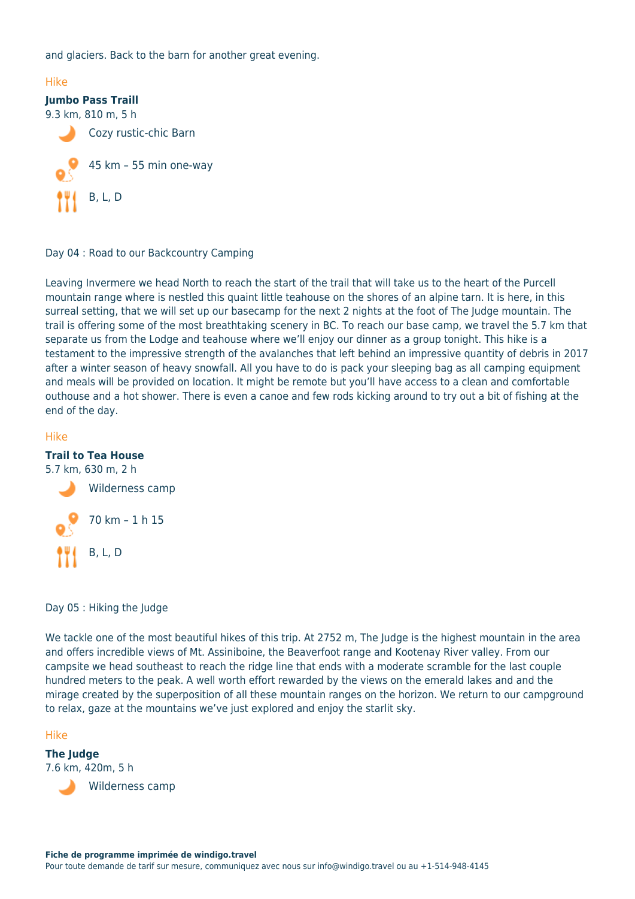and glaciers. Back to the barn for another great evening.

Hike

**Jumbo Pass Traill**
9.3 km, 810 m, 5 h

Cozy rustic-chic Barn

45 km – 55 min one-way

B, L, D

Day 04 : Road to our Backcountry Camping

Leaving Invermere we head North to reach the start of the trail that will take us to the heart of the Purcell mountain range where is nestled this quaint little teahouse on the shores of an alpine tarn. It is here, in this surreal setting, that we will set up our basecamp for the next 2 nights at the foot of The Judge mountain. The trail is offering some of the most breathtaking scenery in BC. To reach our base camp, we travel the 5.7 km that separate us from the Lodge and teahouse where we'll enjoy our dinner as a group tonight. This hike is a testament to the impressive strength of the avalanches that left behind an impressive quantity of debris in 2017 after a winter season of heavy snowfall. All you have to do is pack your sleeping bag as all camping equipment and meals will be provided on location. It might be remote but you'll have access to a clean and comfortable outhouse and a hot shower. There is even a canoe and few rods kicking around to try out a bit of fishing at the end of the day.

Hike

**Trail to Tea House**
5.7 km, 630 m, 2 h

Wilderness camp

70 km – 1 h 15

B, L, D

Day 05 : Hiking the Judge

We tackle one of the most beautiful hikes of this trip. At 2752 m, The Judge is the highest mountain in the area and offers incredible views of Mt. Assiniboine, the Beaverfoot range and Kootenay River valley. From our campsite we head southeast to reach the ridge line that ends with a moderate scramble for the last couple hundred meters to the peak. A well worth effort rewarded by the views on the emerald lakes and and the mirage created by the superposition of all these mountain ranges on the horizon. We return to our campground to relax, gaze at the mountains we've just explored and enjoy the starlit sky.

Hike

**The Judge**
7.6 km, 420m, 5 h

Wilderness camp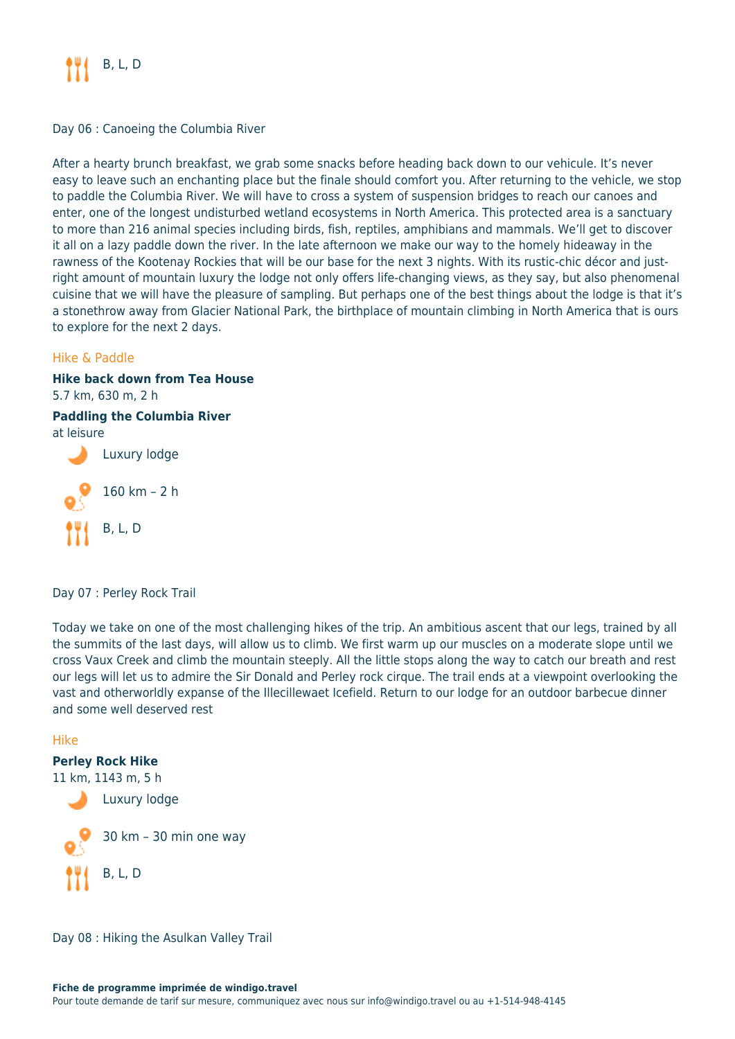B, L, D

Day 06 : Canoeing the Columbia River

After a hearty brunch breakfast, we grab some snacks before heading back down to our vehicule. It's never easy to leave such an enchanting place but the finale should comfort you. After returning to the vehicle, we stop to paddle the Columbia River. We will have to cross a system of suspension bridges to reach our canoes and enter, one of the longest undisturbed wetland ecosystems in North America. This protected area is a sanctuary to more than 216 animal species including birds, fish, reptiles, amphibians and mammals. We'll get to discover it all on a lazy paddle down the river. In the late afternoon we make our way to the homely hideaway in the rawness of the Kootenay Rockies that will be our base for the next 3 nights. With its rustic-chic décor and just-right amount of mountain luxury the lodge not only offers life-changing views, as they say, but also phenomenal cuisine that we will have the pleasure of sampling. But perhaps one of the best things about the lodge is that it's a stonethrow away from Glacier National Park, the birthplace of mountain climbing in North America that is ours to explore for the next 2 days.

Hike & Paddle

**Hike back down from Tea House**
5.7 km, 630 m, 2 h

**Paddling the Columbia River**
at leisure

Luxury lodge

160 km – 2 h

B, L, D

Day 07 : Perley Rock Trail

Today we take on one of the most challenging hikes of the trip. An ambitious ascent that our legs, trained by all the summits of the last days, will allow us to climb. We first warm up our muscles on a moderate slope until we cross Vaux Creek and climb the mountain steeply. All the little stops along the way to catch our breath and rest our legs will let us to admire the Sir Donald and Perley rock cirque. The trail ends at a viewpoint overlooking the vast and otherworldly expanse of the Illecillewaet Icefield. Return to our lodge for an outdoor barbecue dinner and some well deserved rest

Hike

**Perley Rock Hike**
11 km, 1143 m, 5 h

Luxury lodge

30 km – 30 min one way

B, L, D

Day 08 : Hiking the Asulkan Valley Trail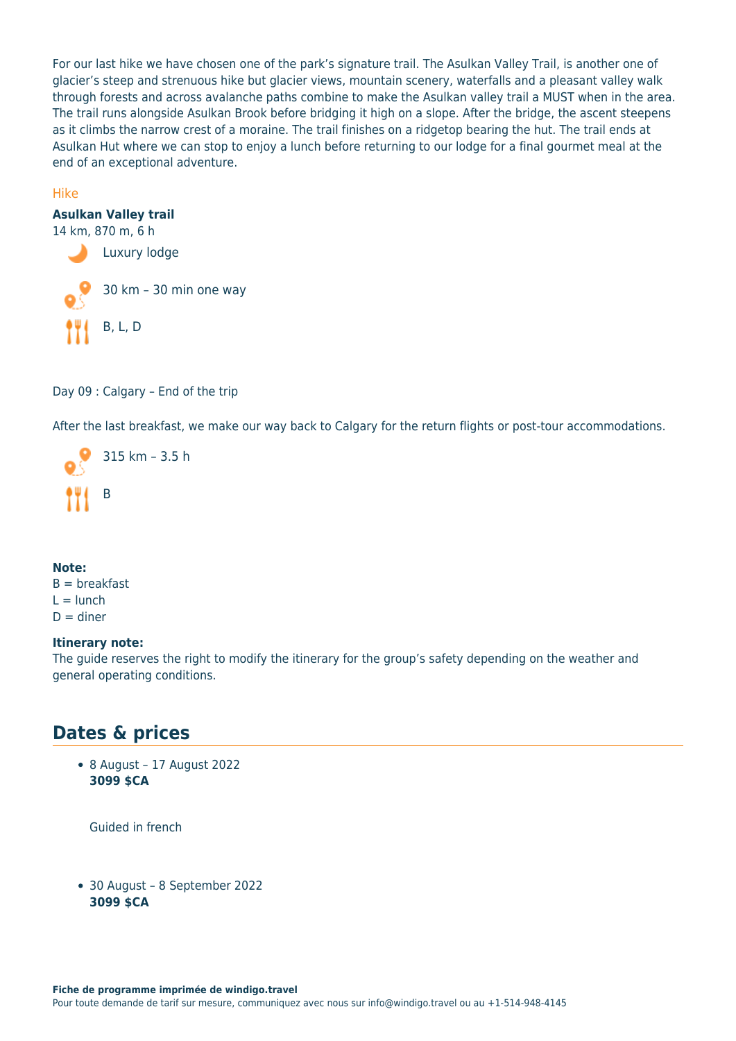For our last hike we have chosen one of the park's signature trail. The Asulkan Valley Trail, is another one of glacier's steep and strenuous hike but glacier views, mountain scenery, waterfalls and a pleasant valley walk through forests and across avalanche paths combine to make the Asulkan valley trail a MUST when in the area. The trail runs alongside Asulkan Brook before bridging it high on a slope. After the bridge, the ascent steepens as it climbs the narrow crest of a moraine. The trail finishes on a ridgetop bearing the hut. The trail ends at Asulkan Hut where we can stop to enjoy a lunch before returning to our lodge for a final gourmet meal at the end of an exceptional adventure.

Hike

**Asulkan Valley trail**
14 km, 870 m, 6 h

Luxury lodge

30 km – 30 min one way

B, L, D

Day 09 : Calgary – End of the trip

After the last breakfast, we make our way back to Calgary for the return flights or post-tour accommodations.

315 km – 3.5 h

B

**Note:**
B = breakfast
L = lunch
D = diner

**Itinerary note:**
The guide reserves the right to modify the itinerary for the group's safety depending on the weather and general operating conditions.

## Dates & prices

- 8 August – 17 August 2022
  **3099 $CA**

  Guided in french

- 30 August – 8 September 2022
  **3099 $CA**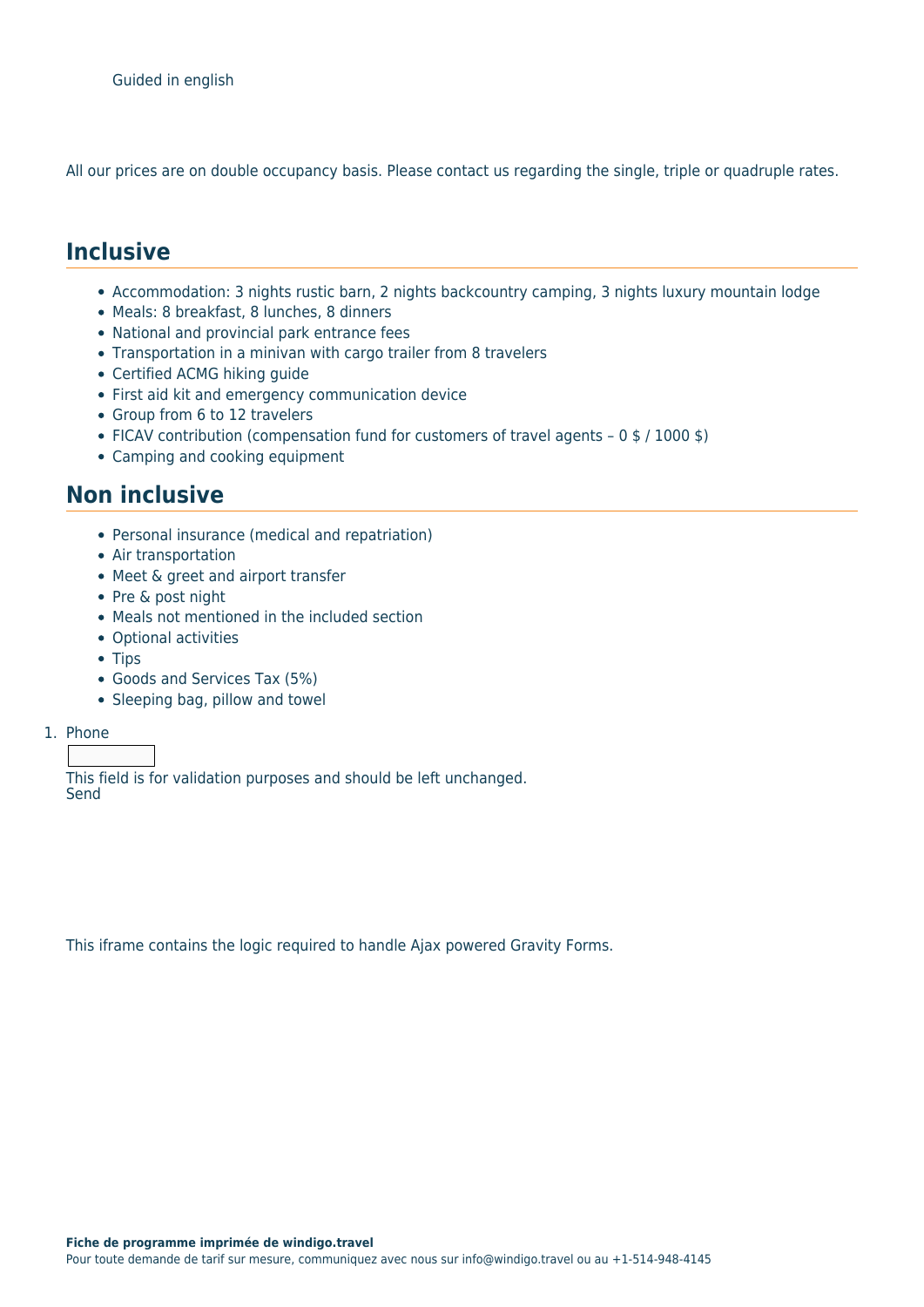Guided in english

All our prices are on double occupancy basis. Please contact us regarding the single, triple or quadruple rates.

## Inclusive

- Accommodation: 3 nights rustic barn, 2 nights backcountry camping, 3 nights luxury mountain lodge
- Meals: 8 breakfast, 8 lunches, 8 dinners
- National and provincial park entrance fees
- Transportation in a minivan with cargo trailer from 8 travelers
- Certified ACMG hiking guide
- First aid kit and emergency communication device
- Group from 6 to 12 travelers
- FICAV contribution (compensation fund for customers of travel agents – 0 $ / 1000 $)
- Camping and cooking equipment

## Non inclusive

- Personal insurance (medical and repatriation)
- Air transportation
- Meet & greet and airport transfer
- Pre & post night
- Meals not mentioned in the included section
- Optional activities
- Tips
- Goods and Services Tax (5%)
- Sleeping bag, pillow and towel

1. Phone

This field is for validation purposes and should be left unchanged.
Send

This iframe contains the logic required to handle Ajax powered Gravity Forms.

**Fiche de programme imprimée de windigo.travel**
Pour toute demande de tarif sur mesure, communiquez avec nous sur info@windigo.travel ou au +1-514-948-4145